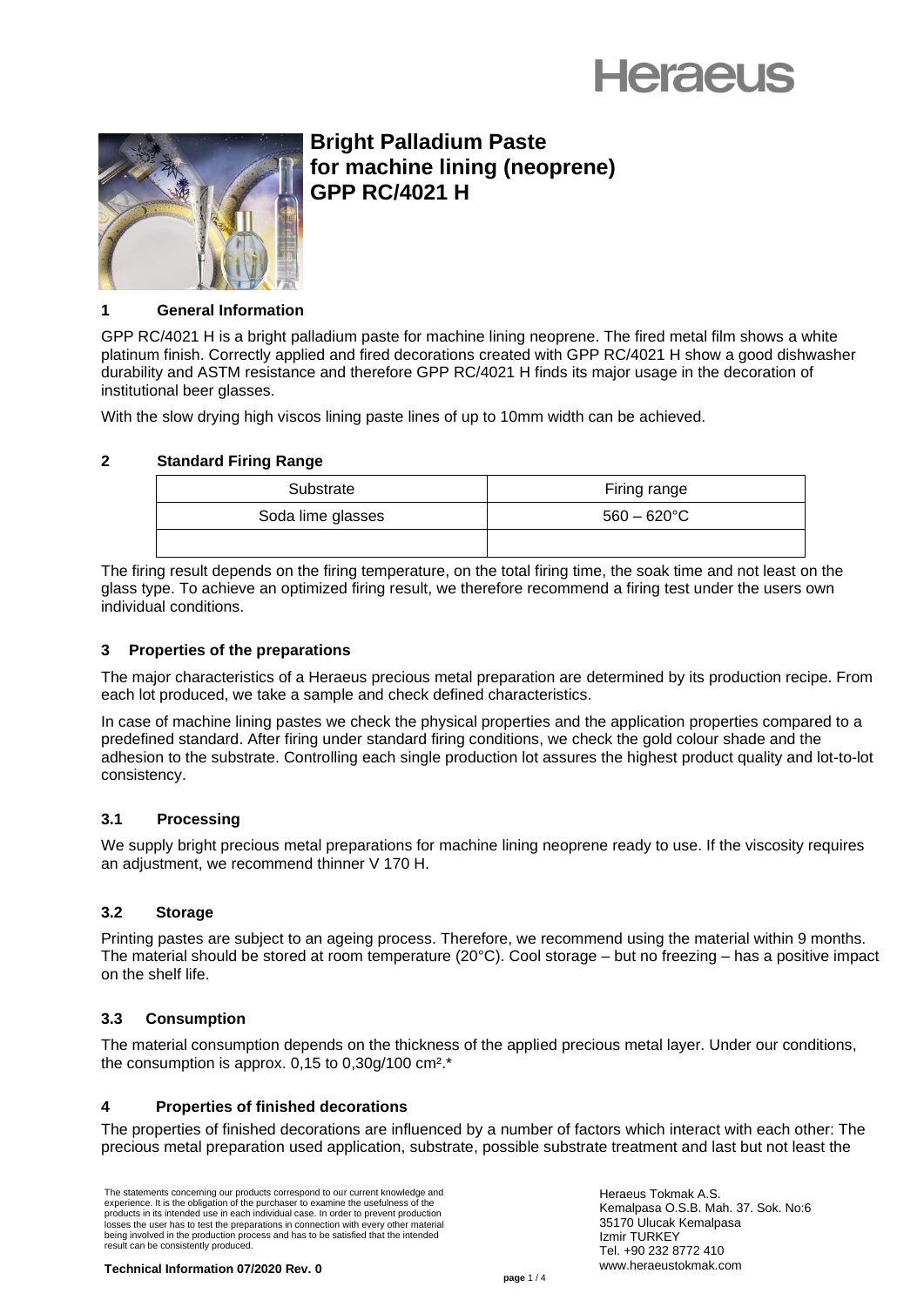# Bright Palladium Paste for machine lining (neoprene) GPP RC/4021 H

## 1 General Information

GPP RC/4021 H is a bright palladium paste for machine lining neoprene. The fired metal film shows a white platinum finish. Correctly applied and fired decorations created with GPP RC/4021 H show a good dishwasher durability and ASTM resistance and therefore GPP RC/4021 H finds its major usage in the decoration of institutional beer glasses.

With the slow drying high viscos lining paste lines of up to 10mm width can be achieved.

## 2 Standard Firing Range

| Substrate | Firing range |
|---|---|
| Soda lime glasses | 560 – 620°C |
| | |

The firing result depends on the firing temperature, on the total firing time, the soak time and not least on the glass type. To achieve an optimized firing result, we therefore recommend a firing test under the users own individual conditions.

## 3 Properties of the preparations

The major characteristics of a Heraeus precious metal preparation are determined by its production recipe. From each lot produced, we take a sample and check defined characteristics.

In case of machine lining pastes we check the physical properties and the application properties compared to a predefined standard. After firing under standard firing conditions, we check the gold colour shade and the adhesion to the substrate. Controlling each single production lot assures the highest product quality and lot-to-lot consistency.

### 3.1 Processing

We supply bright precious metal preparations for machine lining neoprene ready to use. If the viscosity requires an adjustment, we recommend thinner V 170 H.

### 3.2 Storage

Printing pastes are subject to an ageing process. Therefore, we recommend using the material within 9 months. The material should be stored at room temperature (20°C). Cool storage – but no freezing – has a positive impact on the shelf life.

### 3.3 Consumption

The material consumption depends on the thickness of the applied precious metal layer. Under our conditions, the consumption is approx. 0,15 to 0,30g/100 cm².*

## 4 Properties of finished decorations

The properties of finished decorations are influenced by a number of factors which interact with each other: The precious metal preparation used application, substrate, possible substrate treatment and last but not least the

The statements concerning our products correspond to our current knowledge and experience. It is the obligation of the purchaser to examine the usefulness of the products in its intended use in each individual case. In order to prevent production losses the user has to test the preparations in connection with every other material being involved in the production process and has to be satisfied that the intended result can be consistently produced.

Heraeus Tokmak A.S.
Kemalpasa O.S.B. Mah. 37. Sok. No:6
35170 Ulucak Kemalpasa
Izmir TURKEY
Tel. +90 232 8772 410
www.heraeustokmak.com

**Technical Information 07/2020 Rev. 0**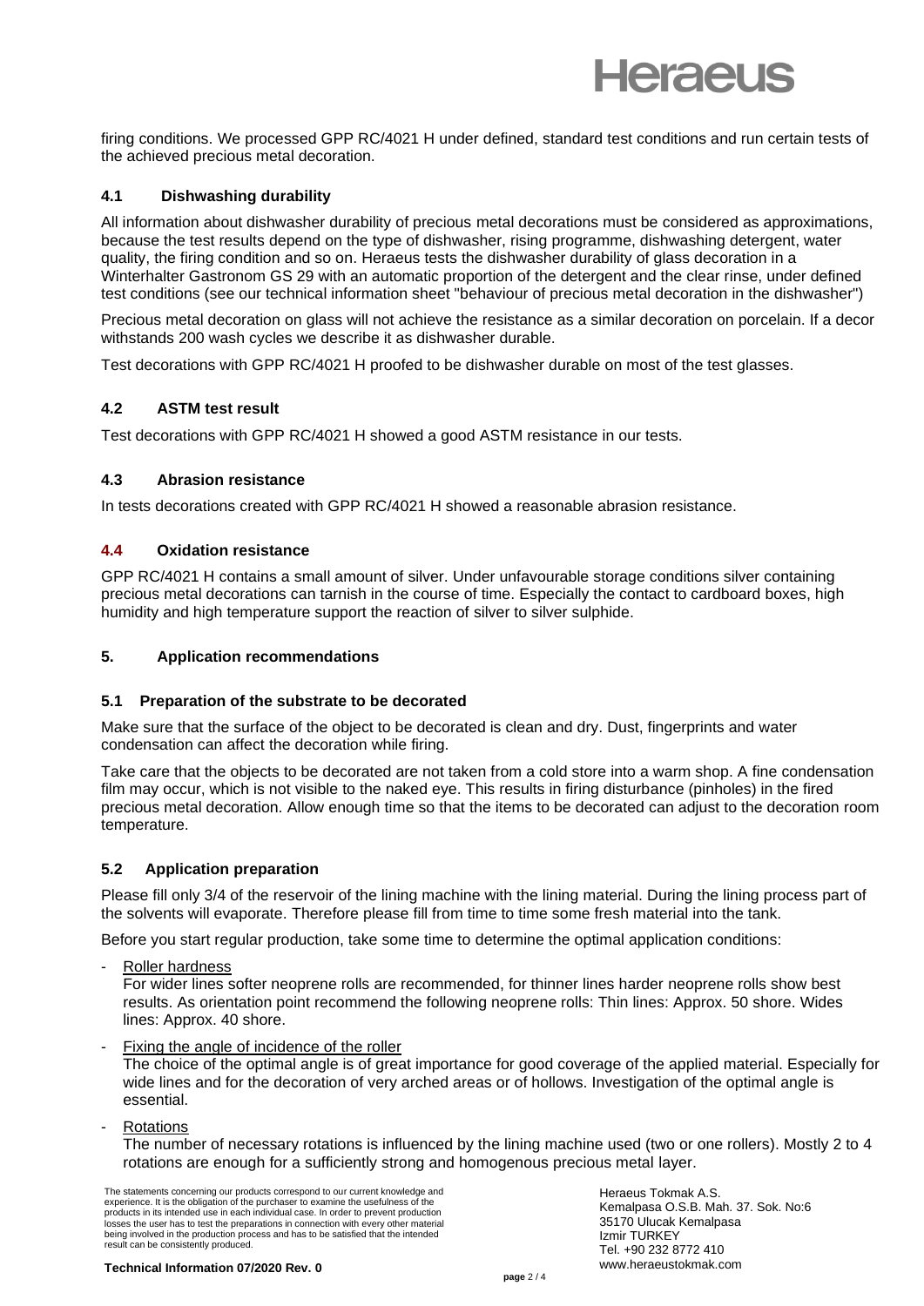firing conditions. We processed GPP RC/4021 H under defined, standard test conditions and run certain tests of the achieved precious metal decoration.

### 4.1 Dishwashing durability

All information about dishwasher durability of precious metal decorations must be considered as approximations, because the test results depend on the type of dishwasher, rising programme, dishwashing detergent, water quality, the firing condition and so on. Heraeus tests the dishwasher durability of glass decoration in a Winterhalter Gastronom GS 29 with an automatic proportion of the detergent and the clear rinse, under defined test conditions (see our technical information sheet "behaviour of precious metal decoration in the dishwasher")

Precious metal decoration on glass will not achieve the resistance as a similar decoration on porcelain. If a decor withstands 200 wash cycles we describe it as dishwasher durable.

Test decorations with GPP RC/4021 H proofed to be dishwasher durable on most of the test glasses.

### 4.2 ASTM test result

Test decorations with GPP RC/4021 H showed a good ASTM resistance in our tests.

### 4.3 Abrasion resistance

In tests decorations created with GPP RC/4021 H showed a reasonable abrasion resistance.

### 4.4 Oxidation resistance

GPP RC/4021 H contains a small amount of silver. Under unfavourable storage conditions silver containing precious metal decorations can tarnish in the course of time. Especially the contact to cardboard boxes, high humidity and high temperature support the reaction of silver to silver sulphide.

## 5. Application recommendations

### 5.1 Preparation of the substrate to be decorated

Make sure that the surface of the object to be decorated is clean and dry. Dust, fingerprints and water condensation can affect the decoration while firing.

Take care that the objects to be decorated are not taken from a cold store into a warm shop. A fine condensation film may occur, which is not visible to the naked eye. This results in firing disturbance (pinholes) in the fired precious metal decoration. Allow enough time so that the items to be decorated can adjust to the decoration room temperature.

### 5.2 Application preparation

Please fill only 3/4 of the reservoir of the lining machine with the lining material. During the lining process part of the solvents will evaporate. Therefore please fill from time to time some fresh material into the tank.

Before you start regular production, take some time to determine the optimal application conditions:

- Roller hardness
  For wider lines softer neoprene rolls are recommended, for thinner lines harder neoprene rolls show best results. As orientation point recommend the following neoprene rolls: Thin lines: Approx. 50 shore. Wides lines: Approx. 40 shore.
- Fixing the angle of incidence of the roller
  The choice of the optimal angle is of great importance for good coverage of the applied material. Especially for wide lines and for the decoration of very arched areas or of hollows. Investigation of the optimal angle is essential.
- Rotations
  The number of necessary rotations is influenced by the lining machine used (two or one rollers). Mostly 2 to 4 rotations are enough for a sufficiently strong and homogenous precious metal layer.

The statements concerning our products correspond to our current knowledge and experience. It is the obligation of the purchaser to examine the usefulness of the products in its intended use in each individual case. In order to prevent production losses the user has to test the preparations in connection with every other material being involved in the production process and has to be satisfied that the intended result can be consistently produced.

Heraeus Tokmak A.S.
Kemalpasa O.S.B. Mah. 37. Sok. No:6
35170 Ulucak Kemalpasa
Izmir TURKEY
Tel. +90 232 8772 410
www.heraeustokmak.com

**Technical Information 07/2020 Rev. 0**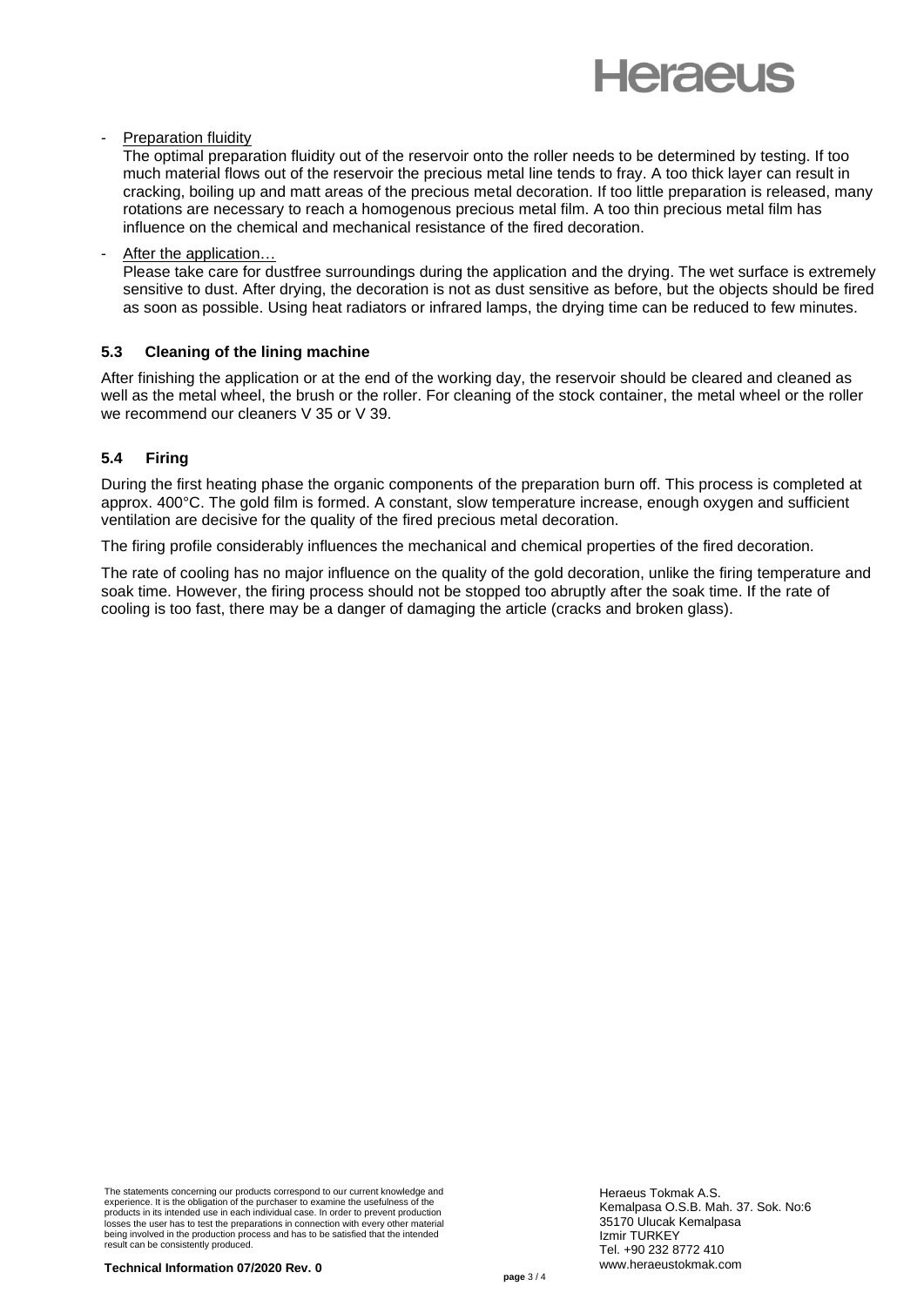- Preparation fluidity

  The optimal preparation fluidity out of the reservoir onto the roller needs to be determined by testing. If too much material flows out of the reservoir the precious metal line tends to fray. A too thick layer can result in cracking, boiling up and matt areas of the precious metal decoration. If too little preparation is released, many rotations are necessary to reach a homogenous precious metal film. A too thin precious metal film has influence on the chemical and mechanical resistance of the fired decoration.

- After the application…

  Please take care for dustfree surroundings during the application and the drying. The wet surface is extremely sensitive to dust. After drying, the decoration is not as dust sensitive as before, but the objects should be fired as soon as possible. Using heat radiators or infrared lamps, the drying time can be reduced to few minutes.

### 5.3 Cleaning of the lining machine

After finishing the application or at the end of the working day, the reservoir should be cleared and cleaned as well as the metal wheel, the brush or the roller. For cleaning of the stock container, the metal wheel or the roller we recommend our cleaners V 35 or V 39.

### 5.4 Firing

During the first heating phase the organic components of the preparation burn off. This process is completed at approx. 400°C. The gold film is formed. A constant, slow temperature increase, enough oxygen and sufficient ventilation are decisive for the quality of the fired precious metal decoration.

The firing profile considerably influences the mechanical and chemical properties of the fired decoration.

The rate of cooling has no major influence on the quality of the gold decoration, unlike the firing temperature and soak time. However, the firing process should not be stopped too abruptly after the soak time. If the rate of cooling is too fast, there may be a danger of damaging the article (cracks and broken glass).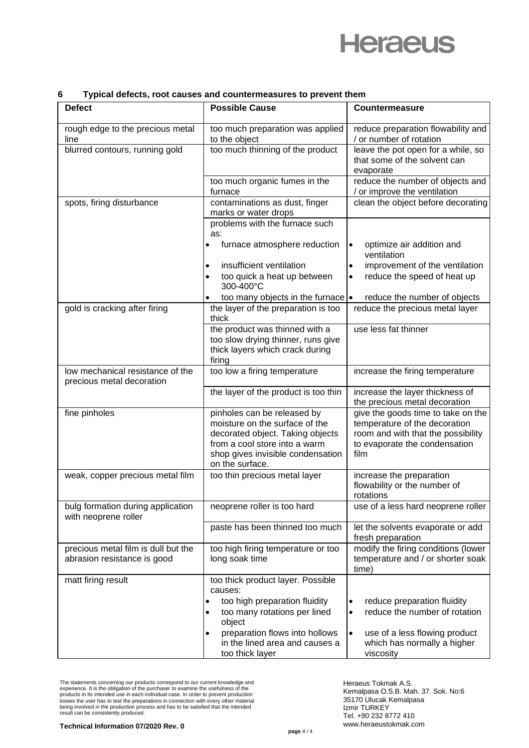## 6 Typical defects, root causes and countermeasures to prevent them

| Defect | Possible Cause | Countermeasure |
|---|---|---|
| rough edge to the precious metal line | too much preparation was applied to the object | reduce preparation flowability and / or number of rotation |
| blurred contours, running gold | too much thinning of the product | leave the pot open for a while, so that some of the solvent can evaporate |
| | too much organic fumes in the furnace | reduce the number of objects and / or improve the ventilation |
| spots, firing disturbance | contaminations as dust, finger marks or water drops | clean the object before decorating |
| | problems with the furnace such as:<br>• furnace atmosphere reduction<br>• insufficient ventilation<br>• too quick a heat up between 300-400°C<br>• too many objects in the furnace | • optimize air addition and ventilation<br>• improvement of the ventilation<br>• reduce the speed of heat up<br>• reduce the number of objects |
| gold is cracking after firing | the layer of the preparation is too thick | reduce the precious metal layer |
| | the product was thinned with a too slow drying thinner, runs give thick layers which crack during firing | use less fat thinner |
| low mechanical resistance of the precious metal decoration | too low a firing temperature | increase the firing temperature |
| | the layer of the product is too thin | increase the layer thickness of the precious metal decoration |
| fine pinholes | pinholes can be released by moisture on the surface of the decorated object. Taking objects from a cool store into a warm shop gives invisible condensation on the surface. | give the goods time to take on the temperature of the decoration room and with that the possibility to evaporate the condensation film |
| weak, copper precious metal film | too thin precious metal layer | increase the preparation flowability or the number of rotations |
| bulg formation during application with neoprene roller | neoprene roller is too hard | use of a less hard neoprene roller |
| | paste has been thinned too much | let the solvents evaporate or add fresh preparation |
| precious metal film is dull but the abrasion resistance is good | too high firing temperature or too long soak time | modify the firing conditions (lower temperature and / or shorter soak time) |
| matt firing result | too thick product layer. Possible causes:<br>• too high preparation fluidity<br>• too many rotations per lined object<br>• preparation flows into hollows in the lined area and causes a too thick layer | • reduce preparation fluidity<br>• reduce the number of rotation<br>• use of a less flowing product which has normally a higher viscosity |

The statements concerning our products correspond to our current knowledge and experience. It is the obligation of the purchaser to examine the usefulness of the products in its intended use in each individual case. In order to prevent production losses the user has to test the preparations in connection with every other material being involved in the production process and has to be satisfied that the intended result can be consistently produced.

**Technical Information 07/2020 Rev. 0**

Heraeus Tokmak A.S.
Kemalpasa O.S.B. Mah. 37. Sok. No:6
35170 Ulucak Kemalpasa
Izmir TURKEY
Tel. +90 232 8772 410
www.heraeustokmak.com